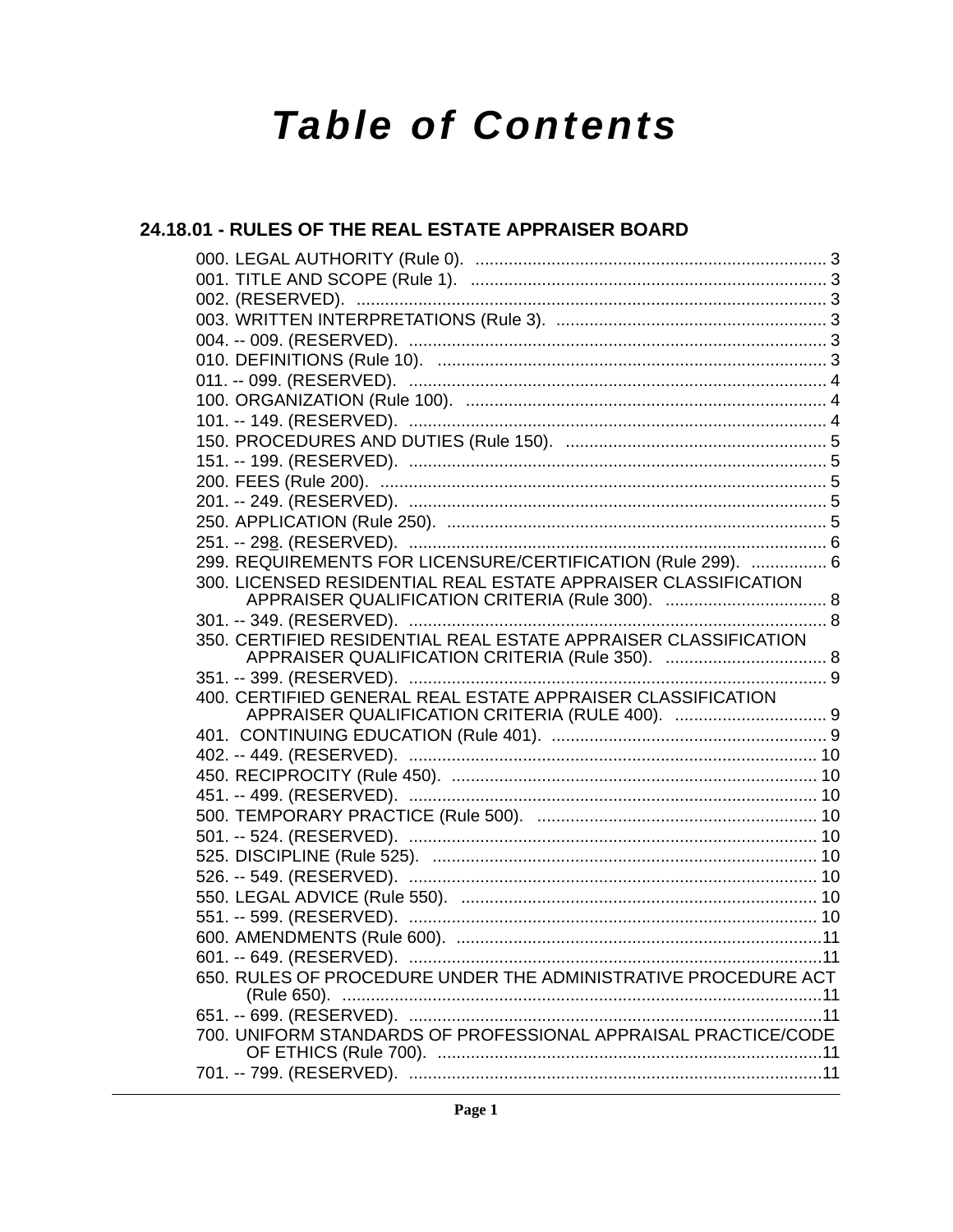# Table of Contents

## 24.18.01 - RULES OF THE REAL ESTATE APPRAISER BOARD

000. LEGAL AUTHORITY (Rule 0). ........................................................................ 3
001. TITLE AND SCOPE (Rule 1). ........................................................................ 3
002. (RESERVED). ........................................................................................... 3
003. WRITTEN INTERPRETATIONS (Rule 3). ........................................................ 3
004. -- 009. (RESERVED). .................................................................................. 3
010. DEFINITIONS (Rule 10). ............................................................................. 3
011. -- 099. (RESERVED). .................................................................................. 4
100. ORGANIZATION (Rule 100). ........................................................................ 4
101. -- 149. (RESERVED). .................................................................................. 4
150. PROCEDURES AND DUTIES (Rule 150). ....................................................... 5
151. -- 199. (RESERVED). .................................................................................. 5
200. FEES (Rule 200). ........................................................................................ 5
201. -- 249. (RESERVED). .................................................................................. 5
250. APPLICATION (Rule 250). ........................................................................... 5
251. -- 298. (RESERVED). .................................................................................. 6
299. REQUIREMENTS FOR LICENSURE/CERTIFICATION (Rule 299). ................ 6
300. LICENSED RESIDENTIAL REAL ESTATE APPRAISER CLASSIFICATION APPRAISER QUALIFICATION CRITERIA (Rule 300). .................................. 8
301. -- 349. (RESERVED). .................................................................................. 8
350. CERTIFIED RESIDENTIAL REAL ESTATE APPRAISER CLASSIFICATION APPRAISER QUALIFICATION CRITERIA (Rule 350). .................................. 8
351. -- 399. (RESERVED). .................................................................................. 9
400. CERTIFIED GENERAL REAL ESTATE APPRAISER CLASSIFICATION APPRAISER QUALIFICATION CRITERIA (RULE 400). ................................ 9
401. CONTINUING EDUCATION (Rule 401). ......................................................... 9
402. -- 449. (RESERVED). .................................................................................. 10
450. RECIPROCITY (Rule 450). ........................................................................... 10
451. -- 499. (RESERVED). .................................................................................. 10
500. TEMPORARY PRACTICE (Rule 500). ............................................................ 10
501. -- 524. (RESERVED). .................................................................................. 10
525. DISCIPLINE (Rule 525). .............................................................................. 10
526. -- 549. (RESERVED). .................................................................................. 10
550. LEGAL ADVICE (Rule 550). .......................................................................... 10
551. -- 599. (RESERVED). .................................................................................. 10
600. AMENDMENTS (Rule 600). ........................................................................... 11
601. -- 649. (RESERVED). .................................................................................. 11
650. RULES OF PROCEDURE UNDER THE ADMINISTRATIVE PROCEDURE ACT (Rule 650). ................................................................................................ 11
651. -- 699. (RESERVED). .................................................................................. 11
700. UNIFORM STANDARDS OF PROFESSIONAL APPRAISAL PRACTICE/CODE OF ETHICS (Rule 700). .............................................................................. 11
701. -- 799. (RESERVED). .................................................................................. 11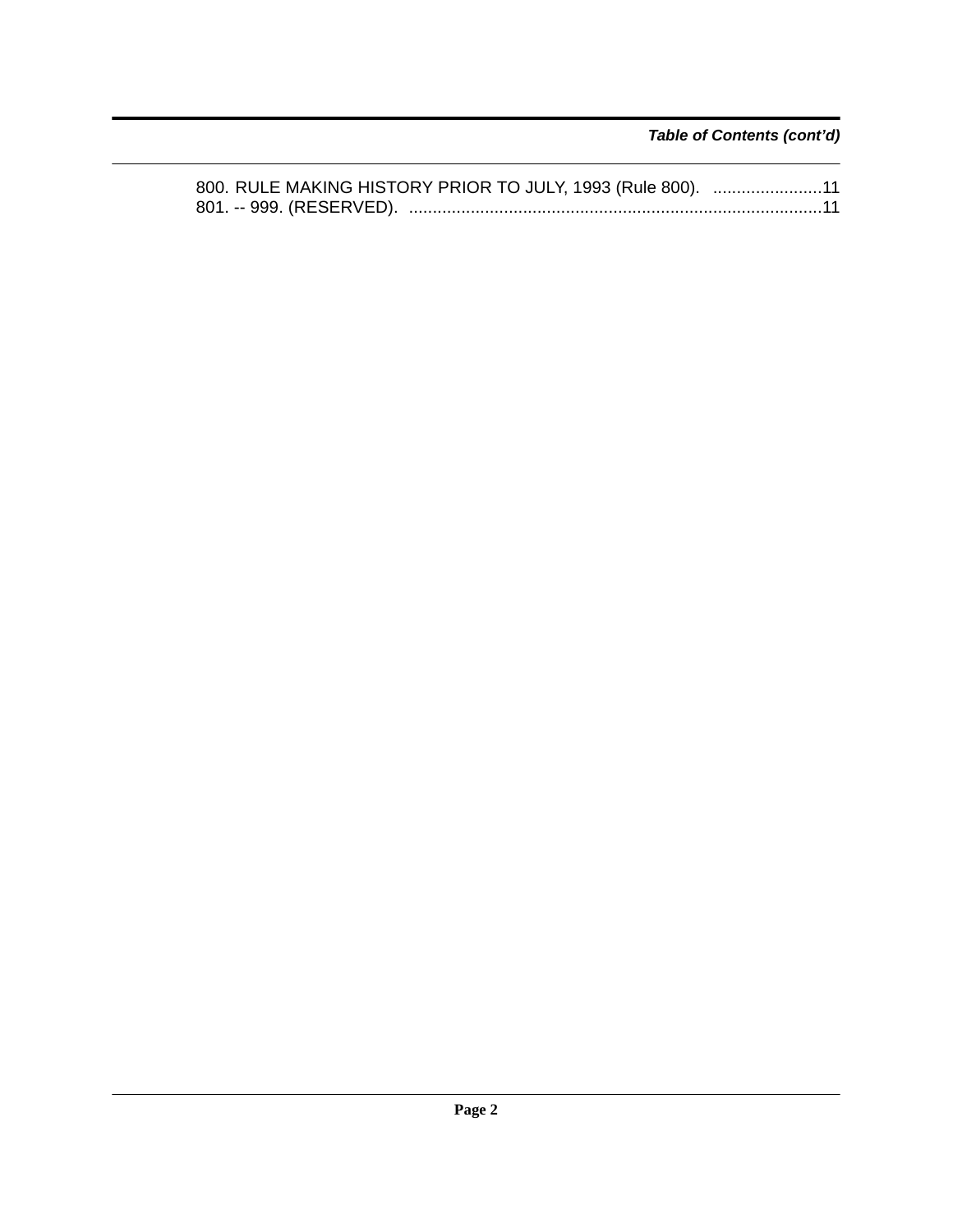*Table of Contents (cont'd)*

800. RULE MAKING HISTORY PRIOR TO JULY, 1993 (Rule 800). .......................11
801. -- 999. (RESERVED). ........................................................................................11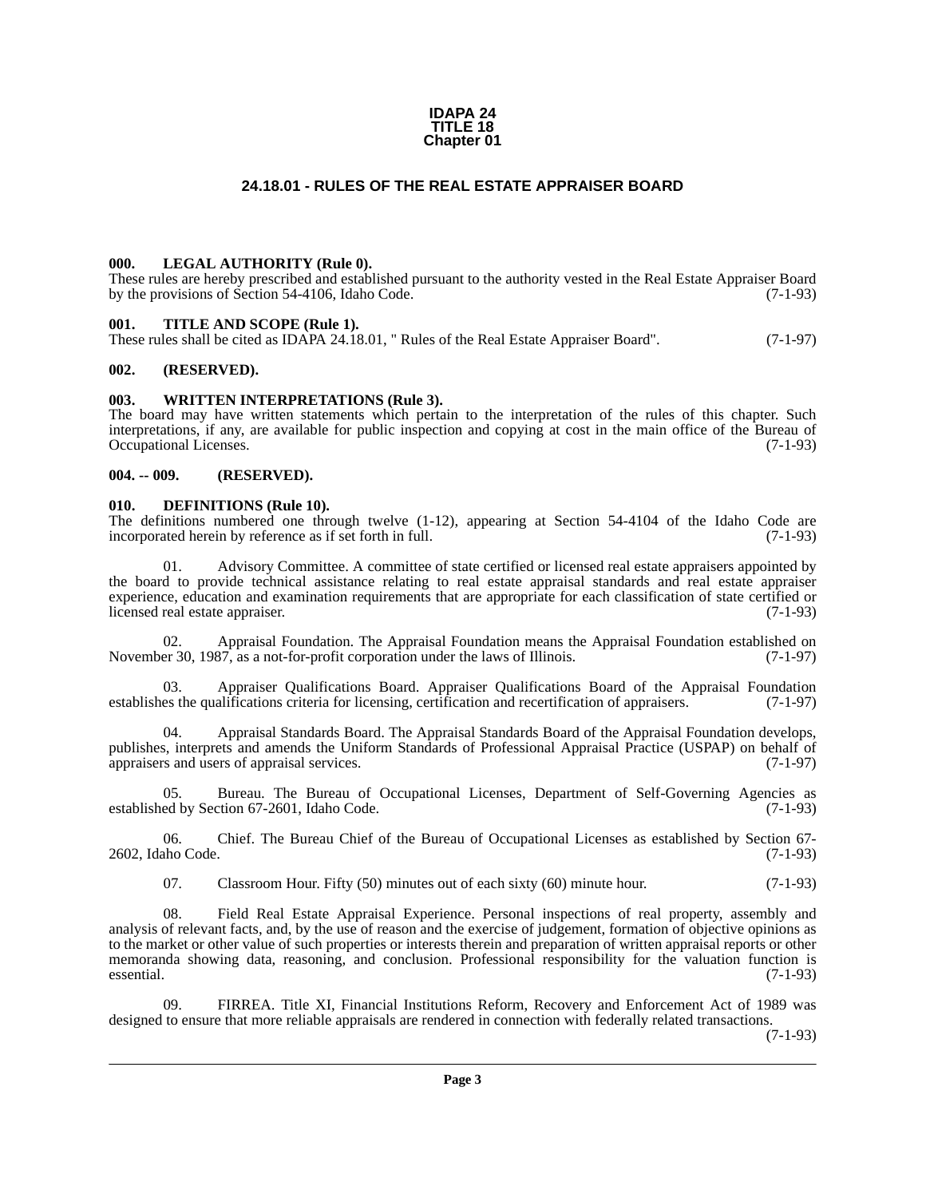# IDAPA 24
# TITLE 18
# Chapter 01

## 24.18.01 - RULES OF THE REAL ESTATE APPRAISER BOARD

### 000. LEGAL AUTHORITY (Rule 0).

These rules are hereby prescribed and established pursuant to the authority vested in the Real Estate Appraiser Board by the provisions of Section 54-4106, Idaho Code. (7-1-93)

### 001. TITLE AND SCOPE (Rule 1).

These rules shall be cited as IDAPA 24.18.01, " Rules of the Real Estate Appraiser Board". (7-1-97)

### 002. (RESERVED).

### 003. WRITTEN INTERPRETATIONS (Rule 3).

The board may have written statements which pertain to the interpretation of the rules of this chapter. Such interpretations, if any, are available for public inspection and copying at cost in the main office of the Bureau of Occupational Licenses. (7-1-93)

### 004. -- 009. (RESERVED).

### 010. DEFINITIONS (Rule 10).

The definitions numbered one through twelve (1-12), appearing at Section 54-4104 of the Idaho Code are incorporated herein by reference as if set forth in full. (7-1-93)

01. Advisory Committee. A committee of state certified or licensed real estate appraisers appointed by the board to provide technical assistance relating to real estate appraisal standards and real estate appraiser experience, education and examination requirements that are appropriate for each classification of state certified or licensed real estate appraiser. (7-1-93)

02. Appraisal Foundation. The Appraisal Foundation means the Appraisal Foundation established on November 30, 1987, as a not-for-profit corporation under the laws of Illinois. (7-1-97)

03. Appraiser Qualifications Board. Appraiser Qualifications Board of the Appraisal Foundation establishes the qualifications criteria for licensing, certification and recertification of appraisers. (7-1-97)

04. Appraisal Standards Board. The Appraisal Standards Board of the Appraisal Foundation develops, publishes, interprets and amends the Uniform Standards of Professional Appraisal Practice (USPAP) on behalf of appraisers and users of appraisal services. (7-1-97)

05. Bureau. The Bureau of Occupational Licenses, Department of Self-Governing Agencies as established by Section 67-2601, Idaho Code. (7-1-93)

06. Chief. The Bureau Chief of the Bureau of Occupational Licenses as established by Section 67-2602, Idaho Code. (7-1-93)

07. Classroom Hour. Fifty (50) minutes out of each sixty (60) minute hour. (7-1-93)

08. Field Real Estate Appraisal Experience. Personal inspections of real property, assembly and analysis of relevant facts, and, by the use of reason and the exercise of judgement, formation of objective opinions as to the market or other value of such properties or interests therein and preparation of written appraisal reports or other memoranda showing data, reasoning, and conclusion. Professional responsibility for the valuation function is essential. (7-1-93)

09. FIRREA. Title XI, Financial Institutions Reform, Recovery and Enforcement Act of 1989 was designed to ensure that more reliable appraisals are rendered in connection with federally related transactions. (7-1-93)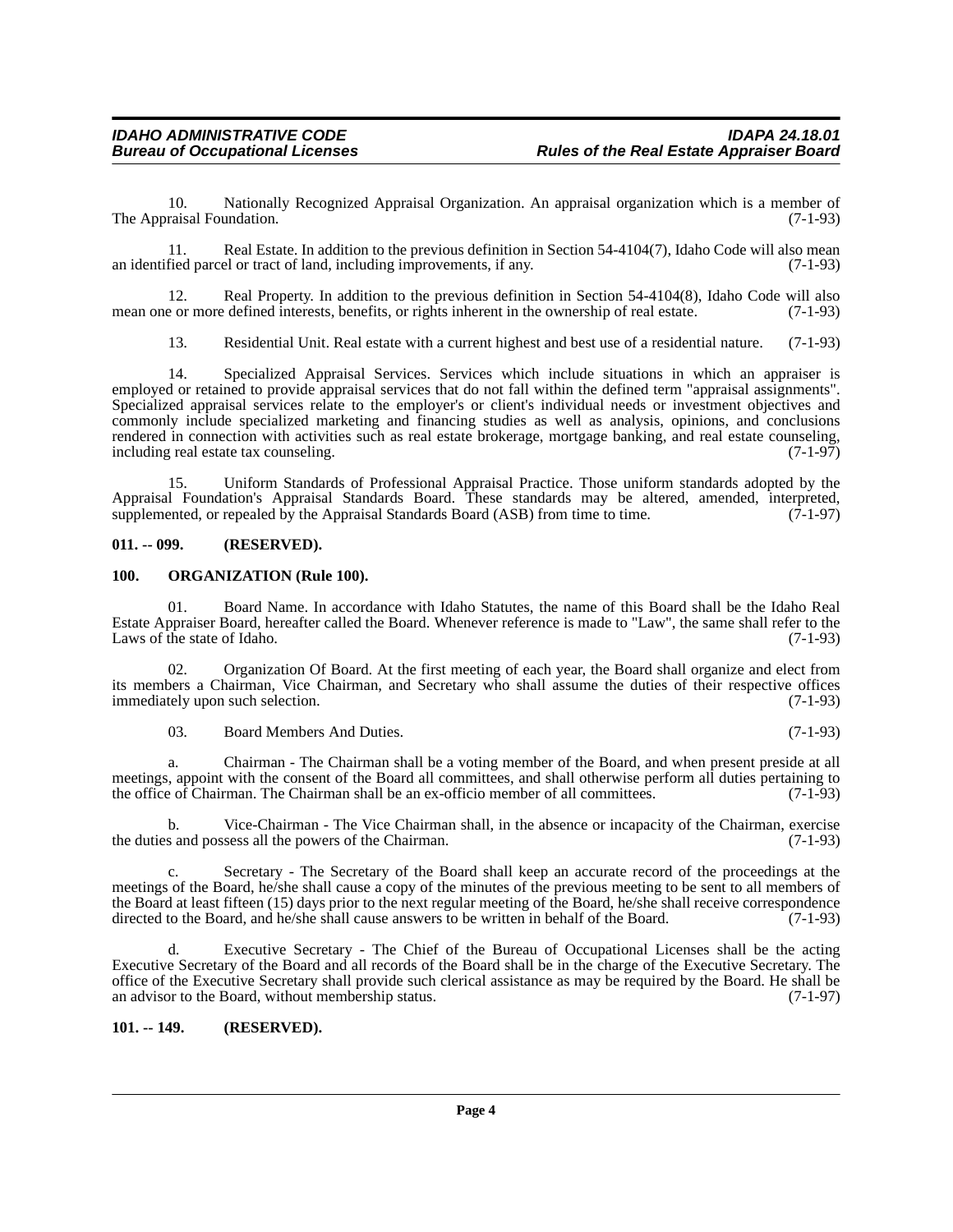10. Nationally Recognized Appraisal Organization. An appraisal organization which is a member of The Appraisal Foundation. (7-1-93)

11. Real Estate. In addition to the previous definition in Section 54-4104(7), Idaho Code will also mean an identified parcel or tract of land, including improvements, if any. (7-1-93)

12. Real Property. In addition to the previous definition in Section 54-4104(8), Idaho Code will also mean one or more defined interests, benefits, or rights inherent in the ownership of real estate. (7-1-93)

13. Residential Unit. Real estate with a current highest and best use of a residential nature. (7-1-93)

14. Specialized Appraisal Services. Services which include situations in which an appraiser is employed or retained to provide appraisal services that do not fall within the defined term "appraisal assignments". Specialized appraisal services relate to the employer's or client's individual needs or investment objectives and commonly include specialized marketing and financing studies as well as analysis, opinions, and conclusions rendered in connection with activities such as real estate brokerage, mortgage banking, and real estate counseling, including real estate tax counseling. (7-1-97)

15. Uniform Standards of Professional Appraisal Practice. Those uniform standards adopted by the Appraisal Foundation's Appraisal Standards Board. These standards may be altered, amended, interpreted, supplemented, or repealed by the Appraisal Standards Board (ASB) from time to time. (7-1-97)

**011. -- 099. (RESERVED).**

**100. ORGANIZATION (Rule 100).**

01. Board Name. In accordance with Idaho Statutes, the name of this Board shall be the Idaho Real Estate Appraiser Board, hereafter called the Board. Whenever reference is made to "Law", the same shall refer to the Laws of the state of Idaho. (7-1-93)

02. Organization Of Board. At the first meeting of each year, the Board shall organize and elect from its members a Chairman, Vice Chairman, and Secretary who shall assume the duties of their respective offices immediately upon such selection. (7-1-93)

03. Board Members And Duties. (7-1-93)

a. Chairman - The Chairman shall be a voting member of the Board, and when present preside at all meetings, appoint with the consent of the Board all committees, and shall otherwise perform all duties pertaining to the office of Chairman. The Chairman shall be an ex-officio member of all committees. (7-1-93)

b. Vice-Chairman - The Vice Chairman shall, in the absence or incapacity of the Chairman, exercise the duties and possess all the powers of the Chairman. (7-1-93)

c. Secretary - The Secretary of the Board shall keep an accurate record of the proceedings at the meetings of the Board, he/she shall cause a copy of the minutes of the previous meeting to be sent to all members of the Board at least fifteen (15) days prior to the next regular meeting of the Board, he/she shall receive correspondence directed to the Board, and he/she shall cause answers to be written in behalf of the Board. (7-1-93)

d. Executive Secretary - The Chief of the Bureau of Occupational Licenses shall be the acting Executive Secretary of the Board and all records of the Board shall be in the charge of the Executive Secretary. The office of the Executive Secretary shall provide such clerical assistance as may be required by the Board. He shall be an advisor to the Board, without membership status. (7-1-97)

**101. -- 149. (RESERVED).**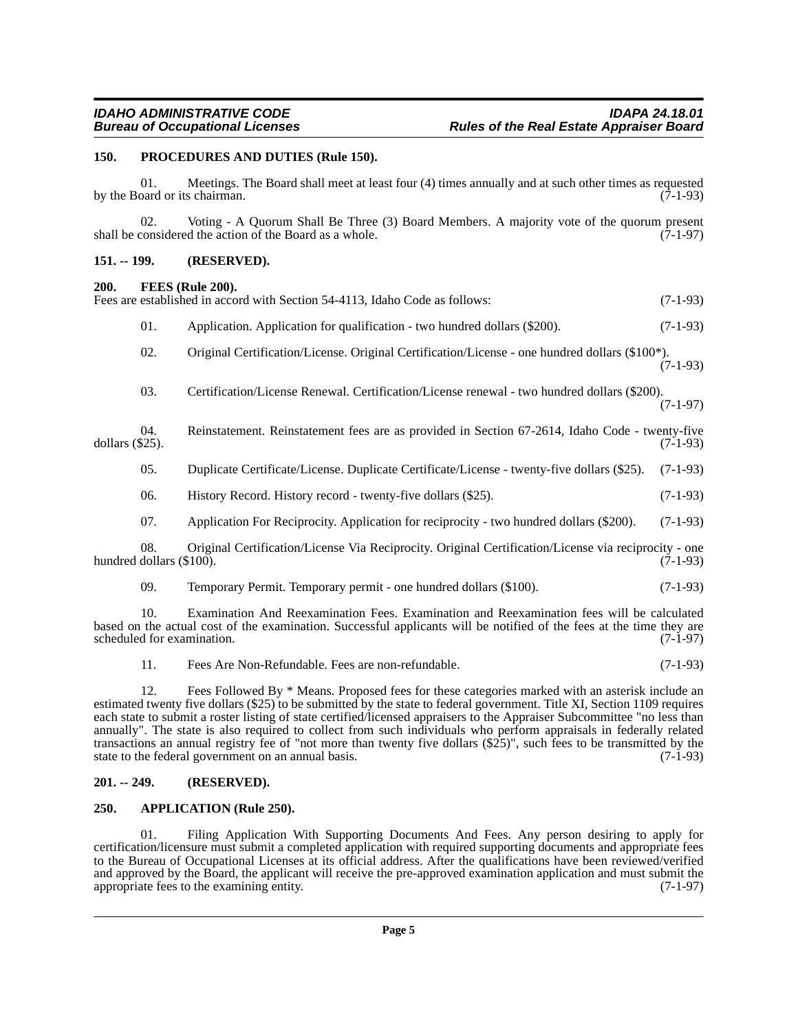### 150. PROCEDURES AND DUTIES (Rule 150).

01. Meetings. The Board shall meet at least four (4) times annually and at such other times as requested by the Board or its chairman. (7-1-93)

02. Voting - A Quorum Shall Be Three (3) Board Members. A majority vote of the quorum present shall be considered the action of the Board as a whole. (7-1-97)

### 151. -- 199. (RESERVED).

### 200. FEES (Rule 200).

Fees are established in accord with Section 54-4113, Idaho Code as follows: (7-1-93)

01. Application. Application for qualification - two hundred dollars ($200). (7-1-93)

02. Original Certification/License. Original Certification/License - one hundred dollars ($100*). (7-1-93)

03. Certification/License Renewal. Certification/License renewal - two hundred dollars ($200). (7-1-97)

04. Reinstatement. Reinstatement fees are as provided in Section 67-2614, Idaho Code - twenty-five dollars ($25). (7-1-93)

05. Duplicate Certificate/License. Duplicate Certificate/License - twenty-five dollars ($25). (7-1-93)

06. History Record. History record - twenty-five dollars ($25). (7-1-93)

07. Application For Reciprocity. Application for reciprocity - two hundred dollars ($200). (7-1-93)

08. Original Certification/License Via Reciprocity. Original Certification/License via reciprocity - one hundred dollars ($100). (7-1-93)

09. Temporary Permit. Temporary permit - one hundred dollars ($100). (7-1-93)

10. Examination And Reexamination Fees. Examination and Reexamination fees will be calculated based on the actual cost of the examination. Successful applicants will be notified of the fees at the time they are scheduled for examination. (7-1-97)

11. Fees Are Non-Refundable. Fees are non-refundable. (7-1-93)

12. Fees Followed By * Means. Proposed fees for these categories marked with an asterisk include an estimated twenty five dollars ($25) to be submitted by the state to federal government. Title XI, Section 1109 requires each state to submit a roster listing of state certified/licensed appraisers to the Appraiser Subcommittee "no less than annually". The state is also required to collect from such individuals who perform appraisals in federally related transactions an annual registry fee of "not more than twenty five dollars ($25)", such fees to be transmitted by the state to the federal government on an annual basis. (7-1-93)

### 201. -- 249. (RESERVED).

### 250. APPLICATION (Rule 250).

01. Filing Application With Supporting Documents And Fees. Any person desiring to apply for certification/licensure must submit a completed application with required supporting documents and appropriate fees to the Bureau of Occupational Licenses at its official address. After the qualifications have been reviewed/verified and approved by the Board, the applicant will receive the pre-approved examination application and must submit the appropriate fees to the examining entity. (7-1-97)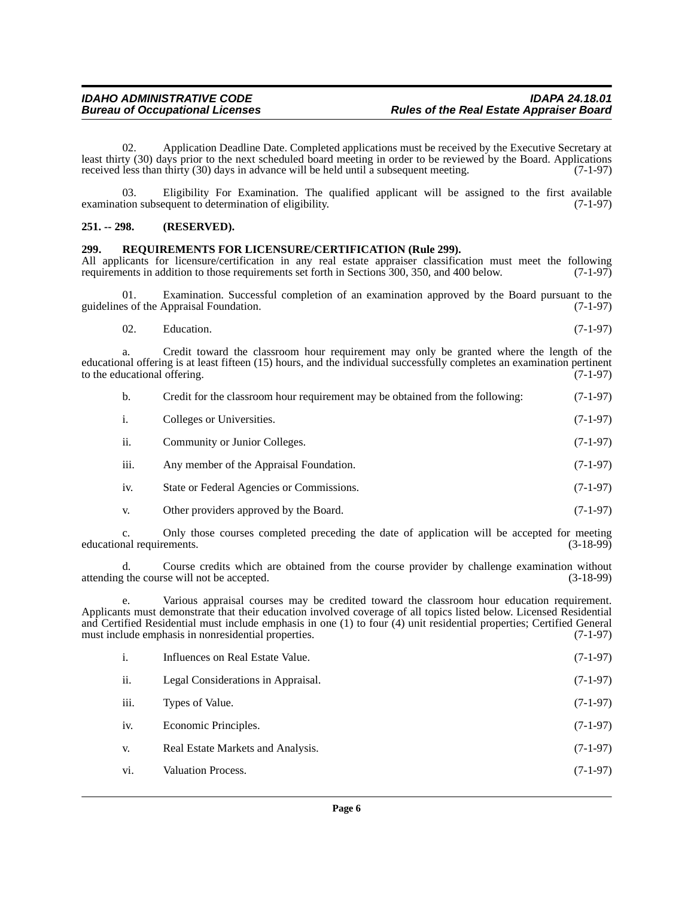02. Application Deadline Date. Completed applications must be received by the Executive Secretary at least thirty (30) days prior to the next scheduled board meeting in order to be reviewed by the Board. Applications received less than thirty (30) days in advance will be held until a subsequent meeting. (7-1-97)

03. Eligibility For Examination. The qualified applicant will be assigned to the first available examination subsequent to determination of eligibility. (7-1-97)

**251. -- 298. (RESERVED).**

**299. REQUIREMENTS FOR LICENSURE/CERTIFICATION (Rule 299).**

All applicants for licensure/certification in any real estate appraiser classification must meet the following requirements in addition to those requirements set forth in Sections 300, 350, and 400 below. (7-1-97)

01. Examination. Successful completion of an examination approved by the Board pursuant to the guidelines of the Appraisal Foundation. (7-1-97)

02. Education. (7-1-97)

a. Credit toward the classroom hour requirement may only be granted where the length of the educational offering is at least fifteen (15) hours, and the individual successfully completes an examination pertinent to the educational offering. (7-1-97)

b. Credit for the classroom hour requirement may be obtained from the following: (7-1-97)

i. Colleges or Universities. (7-1-97)

ii. Community or Junior Colleges. (7-1-97)

iii. Any member of the Appraisal Foundation. (7-1-97)

iv. State or Federal Agencies or Commissions. (7-1-97)

v. Other providers approved by the Board. (7-1-97)

c. Only those courses completed preceding the date of application will be accepted for meeting educational requirements. (3-18-99)

d. Course credits which are obtained from the course provider by challenge examination without attending the course will not be accepted. (3-18-99)

e. Various appraisal courses may be credited toward the classroom hour education requirement. Applicants must demonstrate that their education involved coverage of all topics listed below. Licensed Residential and Certified Residential must include emphasis in one (1) to four (4) unit residential properties; Certified General must include emphasis in nonresidential properties. (7-1-97)

i. Influences on Real Estate Value. (7-1-97)

ii. Legal Considerations in Appraisal. (7-1-97)

iii. Types of Value. (7-1-97)

iv. Economic Principles. (7-1-97)

v. Real Estate Markets and Analysis. (7-1-97)

vi. Valuation Process. (7-1-97)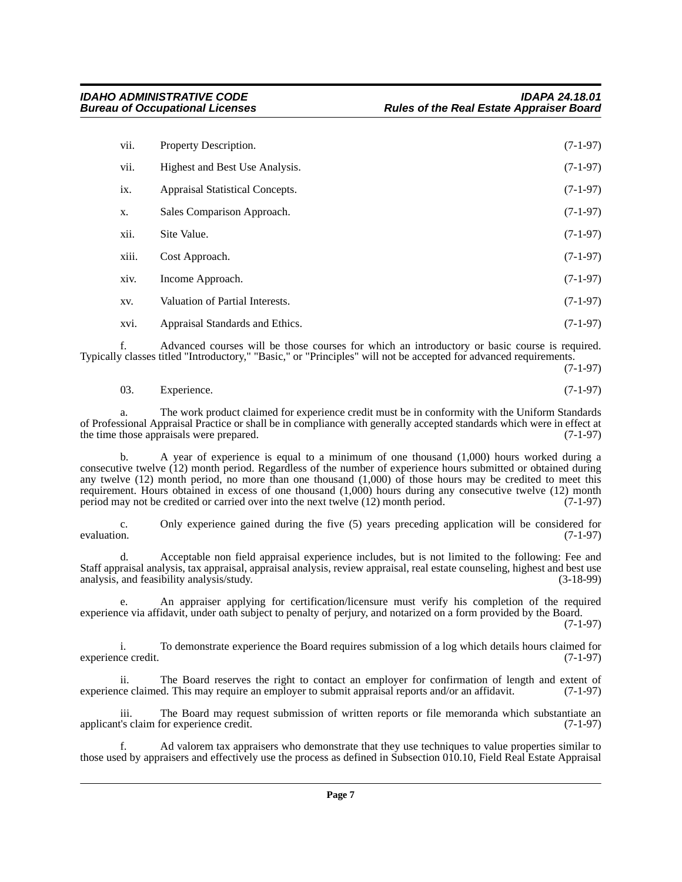vii. Property Description. (7-1-97)

vii. Highest and Best Use Analysis. (7-1-97)

ix. Appraisal Statistical Concepts. (7-1-97)

x. Sales Comparison Approach. (7-1-97)

xii. Site Value. (7-1-97)

xiii. Cost Approach. (7-1-97)

xiv. Income Approach. (7-1-97)

xv. Valuation of Partial Interests. (7-1-97)

xvi. Appraisal Standards and Ethics. (7-1-97)

f. Advanced courses will be those courses for which an introductory or basic course is required. Typically classes titled "Introductory," "Basic," or "Principles" will not be accepted for advanced requirements. (7-1-97)

03. Experience. (7-1-97)

a. The work product claimed for experience credit must be in conformity with the Uniform Standards of Professional Appraisal Practice or shall be in compliance with generally accepted standards which were in effect at the time those appraisals were prepared. (7-1-97)

b. A year of experience is equal to a minimum of one thousand (1,000) hours worked during a consecutive twelve (12) month period. Regardless of the number of experience hours submitted or obtained during any twelve (12) month period, no more than one thousand (1,000) of those hours may be credited to meet this requirement. Hours obtained in excess of one thousand (1,000) hours during any consecutive twelve (12) month period may not be credited or carried over into the next twelve (12) month period. (7-1-97)

c. Only experience gained during the five (5) years preceding application will be considered for evaluation. (7-1-97)

d. Acceptable non field appraisal experience includes, but is not limited to the following: Fee and Staff appraisal analysis, tax appraisal, appraisal analysis, review appraisal, real estate counseling, highest and best use analysis, and feasibility analysis/study. (3-18-99)

e. An appraiser applying for certification/licensure must verify his completion of the required experience via affidavit, under oath subject to penalty of perjury, and notarized on a form provided by the Board. (7-1-97)

i. To demonstrate experience the Board requires submission of a log which details hours claimed for experience credit. (7-1-97)

ii. The Board reserves the right to contact an employer for confirmation of length and extent of experience claimed. This may require an employer to submit appraisal reports and/or an affidavit. (7-1-97)

iii. The Board may request submission of written reports or file memoranda which substantiate an applicant's claim for experience credit. (7-1-97)

f. Ad valorem tax appraisers who demonstrate that they use techniques to value properties similar to those used by appraisers and effectively use the process as defined in Subsection 010.10, Field Real Estate Appraisal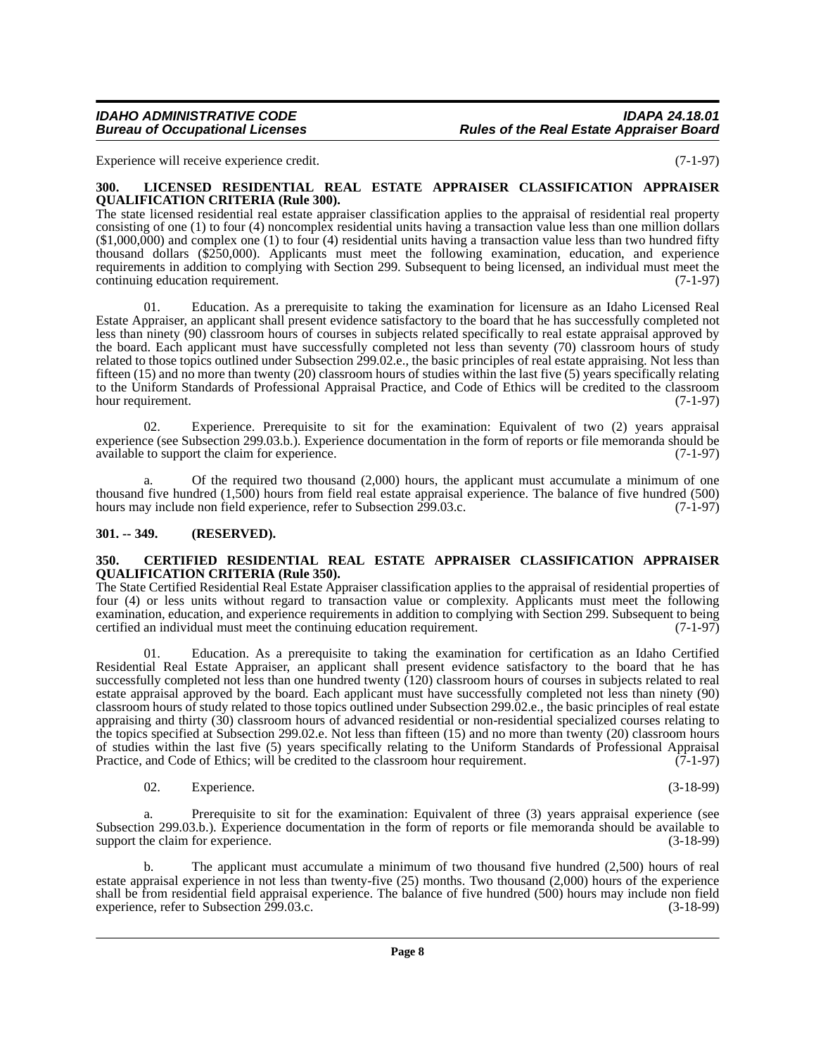Experience will receive experience credit. (7-1-97)

### 300. LICENSED RESIDENTIAL REAL ESTATE APPRAISER CLASSIFICATION APPRAISER QUALIFICATION CRITERIA (Rule 300).

The state licensed residential real estate appraiser classification applies to the appraisal of residential real property consisting of one (1) to four (4) noncomplex residential units having a transaction value less than one million dollars ($1,000,000) and complex one (1) to four (4) residential units having a transaction value less than two hundred fifty thousand dollars ($250,000). Applicants must meet the following examination, education, and experience requirements in addition to complying with Section 299. Subsequent to being licensed, an individual must meet the continuing education requirement. (7-1-97)

01. Education. As a prerequisite to taking the examination for licensure as an Idaho Licensed Real Estate Appraiser, an applicant shall present evidence satisfactory to the board that he has successfully completed not less than ninety (90) classroom hours of courses in subjects related specifically to real estate appraisal approved by the board. Each applicant must have successfully completed not less than seventy (70) classroom hours of study related to those topics outlined under Subsection 299.02.e., the basic principles of real estate appraising. Not less than fifteen (15) and no more than twenty (20) classroom hours of studies within the last five (5) years specifically relating to the Uniform Standards of Professional Appraisal Practice, and Code of Ethics will be credited to the classroom hour requirement. (7-1-97)

02. Experience. Prerequisite to sit for the examination: Equivalent of two (2) years appraisal experience (see Subsection 299.03.b.). Experience documentation in the form of reports or file memoranda should be available to support the claim for experience. (7-1-97)

a. Of the required two thousand (2,000) hours, the applicant must accumulate a minimum of one thousand five hundred (1,500) hours from field real estate appraisal experience. The balance of five hundred (500) hours may include non field experience, refer to Subsection 299.03.c. (7-1-97)

### 301. -- 349. (RESERVED).

### 350. CERTIFIED RESIDENTIAL REAL ESTATE APPRAISER CLASSIFICATION APPRAISER QUALIFICATION CRITERIA (Rule 350).

The State Certified Residential Real Estate Appraiser classification applies to the appraisal of residential properties of four (4) or less units without regard to transaction value or complexity. Applicants must meet the following examination, education, and experience requirements in addition to complying with Section 299. Subsequent to being certified an individual must meet the continuing education requirement. (7-1-97)

01. Education. As a prerequisite to taking the examination for certification as an Idaho Certified Residential Real Estate Appraiser, an applicant shall present evidence satisfactory to the board that he has successfully completed not less than one hundred twenty (120) classroom hours of courses in subjects related to real estate appraisal approved by the board. Each applicant must have successfully completed not less than ninety (90) classroom hours of study related to those topics outlined under Subsection 299.02.e., the basic principles of real estate appraising and thirty (30) classroom hours of advanced residential or non-residential specialized courses relating to the topics specified at Subsection 299.02.e. Not less than fifteen (15) and no more than twenty (20) classroom hours of studies within the last five (5) years specifically relating to the Uniform Standards of Professional Appraisal Practice, and Code of Ethics; will be credited to the classroom hour requirement. (7-1-97)

02. Experience. (3-18-99)

a. Prerequisite to sit for the examination: Equivalent of three (3) years appraisal experience (see Subsection 299.03.b.). Experience documentation in the form of reports or file memoranda should be available to support the claim for experience. (3-18-99)

b. The applicant must accumulate a minimum of two thousand five hundred (2,500) hours of real estate appraisal experience in not less than twenty-five (25) months. Two thousand (2,000) hours of the experience shall be from residential field appraisal experience. The balance of five hundred (500) hours may include non field experience, refer to Subsection 299.03.c. (3-18-99)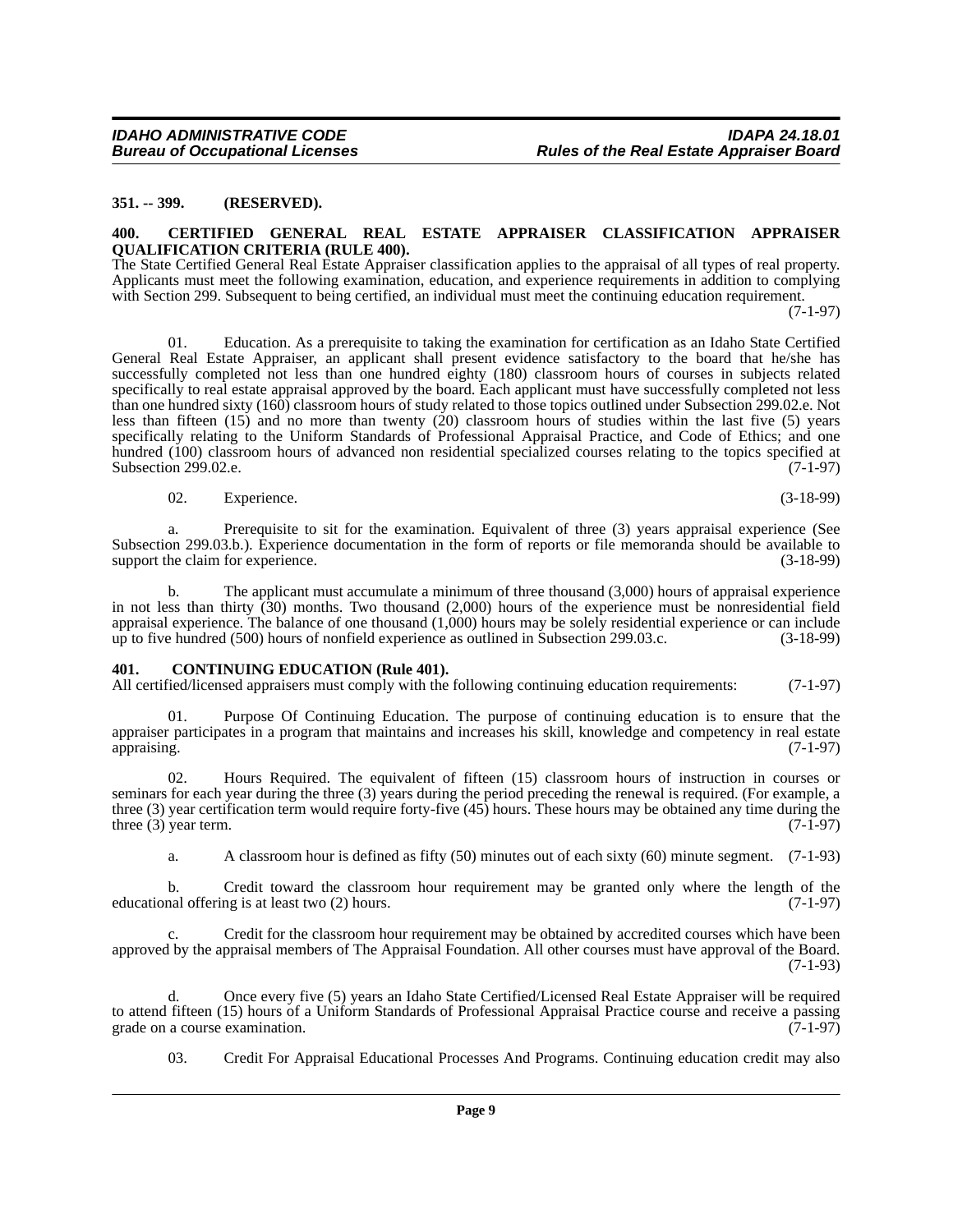**351. -- 399. (RESERVED).**

**400. CERTIFIED GENERAL REAL ESTATE APPRAISER CLASSIFICATION APPRAISER QUALIFICATION CRITERIA (RULE 400).**

The State Certified General Real Estate Appraiser classification applies to the appraisal of all types of real property. Applicants must meet the following examination, education, and experience requirements in addition to complying with Section 299. Subsequent to being certified, an individual must meet the continuing education requirement. (7-1-97)

01. Education. As a prerequisite to taking the examination for certification as an Idaho State Certified General Real Estate Appraiser, an applicant shall present evidence satisfactory to the board that he/she has successfully completed not less than one hundred eighty (180) classroom hours of courses in subjects related specifically to real estate appraisal approved by the board. Each applicant must have successfully completed not less than one hundred sixty (160) classroom hours of study related to those topics outlined under Subsection 299.02.e. Not less than fifteen (15) and no more than twenty (20) classroom hours of studies within the last five (5) years specifically relating to the Uniform Standards of Professional Appraisal Practice, and Code of Ethics; and one hundred (100) classroom hours of advanced non residential specialized courses relating to the topics specified at Subsection 299.02.e. (7-1-97)

02. Experience. (3-18-99)

a. Prerequisite to sit for the examination. Equivalent of three (3) years appraisal experience (See Subsection 299.03.b.). Experience documentation in the form of reports or file memoranda should be available to support the claim for experience. (3-18-99)

b. The applicant must accumulate a minimum of three thousand (3,000) hours of appraisal experience in not less than thirty (30) months. Two thousand (2,000) hours of the experience must be nonresidential field appraisal experience. The balance of one thousand (1,000) hours may be solely residential experience or can include up to five hundred (500) hours of nonfield experience as outlined in Subsection 299.03.c. (3-18-99)

**401. CONTINUING EDUCATION (Rule 401).**

All certified/licensed appraisers must comply with the following continuing education requirements: (7-1-97)

01. Purpose Of Continuing Education. The purpose of continuing education is to ensure that the appraiser participates in a program that maintains and increases his skill, knowledge and competency in real estate appraising. (7-1-97)

02. Hours Required. The equivalent of fifteen (15) classroom hours of instruction in courses or seminars for each year during the three (3) years during the period preceding the renewal is required. (For example, a three (3) year certification term would require forty-five (45) hours. These hours may be obtained any time during the three (3) year term. (7-1-97)

a. A classroom hour is defined as fifty (50) minutes out of each sixty (60) minute segment. (7-1-93)

b. Credit toward the classroom hour requirement may be granted only where the length of the educational offering is at least two (2) hours. (7-1-97)

c. Credit for the classroom hour requirement may be obtained by accredited courses which have been approved by the appraisal members of The Appraisal Foundation. All other courses must have approval of the Board. (7-1-93)

d. Once every five (5) years an Idaho State Certified/Licensed Real Estate Appraiser will be required to attend fifteen (15) hours of a Uniform Standards of Professional Appraisal Practice course and receive a passing grade on a course examination. (7-1-97)

03. Credit For Appraisal Educational Processes And Programs. Continuing education credit may also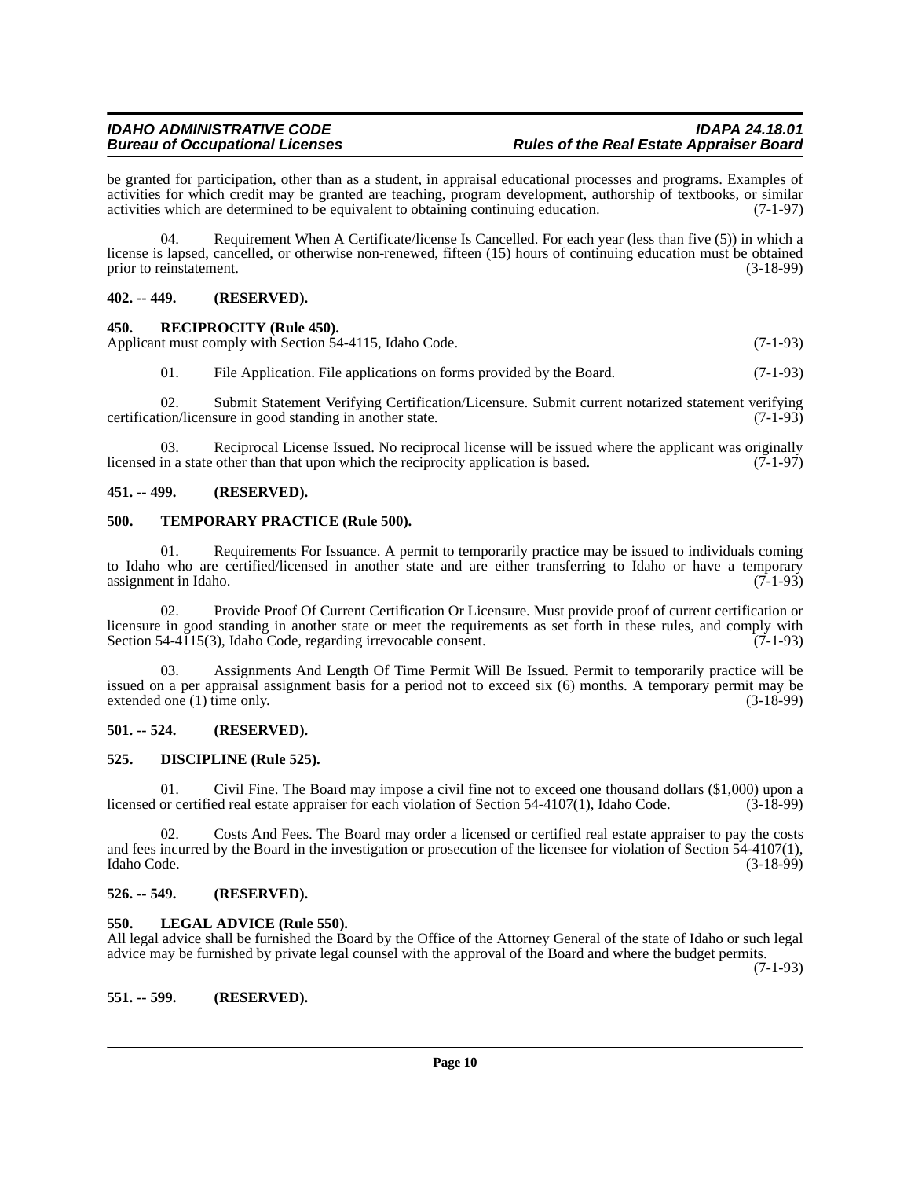be granted for participation, other than as a student, in appraisal educational processes and programs. Examples of activities for which credit may be granted are teaching, program development, authorship of textbooks, or similar activities which are determined to be equivalent to obtaining continuing education. (7-1-97)

04. Requirement When A Certificate/license Is Cancelled. For each year (less than five (5)) in which a license is lapsed, cancelled, or otherwise non-renewed, fifteen (15) hours of continuing education must be obtained prior to reinstatement. (3-18-99)

**402. -- 449. (RESERVED).**

**450. RECIPROCITY (Rule 450).**

Applicant must comply with Section 54-4115, Idaho Code. (7-1-93)

01. File Application. File applications on forms provided by the Board. (7-1-93)

02. Submit Statement Verifying Certification/Licensure. Submit current notarized statement verifying certification/licensure in good standing in another state. (7-1-93)

03. Reciprocal License Issued. No reciprocal license will be issued where the applicant was originally licensed in a state other than that upon which the reciprocity application is based. (7-1-97)

**451. -- 499. (RESERVED).**

**500. TEMPORARY PRACTICE (Rule 500).**

01. Requirements For Issuance. A permit to temporarily practice may be issued to individuals coming to Idaho who are certified/licensed in another state and are either transferring to Idaho or have a temporary assignment in Idaho. (7-1-93)

02. Provide Proof Of Current Certification Or Licensure. Must provide proof of current certification or licensure in good standing in another state or meet the requirements as set forth in these rules, and comply with Section 54-4115(3), Idaho Code, regarding irrevocable consent. (7-1-93)

03. Assignments And Length Of Time Permit Will Be Issued. Permit to temporarily practice will be issued on a per appraisal assignment basis for a period not to exceed six (6) months. A temporary permit may be extended one (1) time only. (3-18-99)

**501. -- 524. (RESERVED).**

**525. DISCIPLINE (Rule 525).**

01. Civil Fine. The Board may impose a civil fine not to exceed one thousand dollars ($1,000) upon a licensed or certified real estate appraiser for each violation of Section 54-4107(1), Idaho Code. (3-18-99)

02. Costs And Fees. The Board may order a licensed or certified real estate appraiser to pay the costs and fees incurred by the Board in the investigation or prosecution of the licensee for violation of Section 54-4107(1), Idaho Code. (3-18-99)

**526. -- 549. (RESERVED).**

**550. LEGAL ADVICE (Rule 550).**

All legal advice shall be furnished the Board by the Office of the Attorney General of the state of Idaho or such legal advice may be furnished by private legal counsel with the approval of the Board and where the budget permits. (7-1-93)

**551. -- 599. (RESERVED).**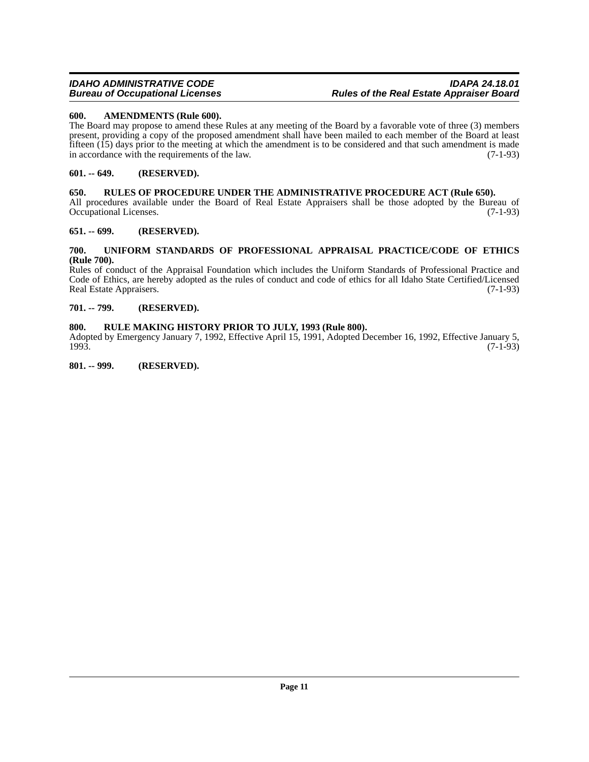**600. AMENDMENTS (Rule 600).**

The Board may propose to amend these Rules at any meeting of the Board by a favorable vote of three (3) members present, providing a copy of the proposed amendment shall have been mailed to each member of the Board at least fifteen (15) days prior to the meeting at which the amendment is to be considered and that such amendment is made in accordance with the requirements of the law. (7-1-93)

**601. -- 649. (RESERVED).**

**650. RULES OF PROCEDURE UNDER THE ADMINISTRATIVE PROCEDURE ACT (Rule 650).**

All procedures available under the Board of Real Estate Appraisers shall be those adopted by the Bureau of Occupational Licenses. (7-1-93)

**651. -- 699. (RESERVED).**

**700. UNIFORM STANDARDS OF PROFESSIONAL APPRAISAL PRACTICE/CODE OF ETHICS (Rule 700).**

Rules of conduct of the Appraisal Foundation which includes the Uniform Standards of Professional Practice and Code of Ethics, are hereby adopted as the rules of conduct and code of ethics for all Idaho State Certified/Licensed Real Estate Appraisers. (7-1-93)

**701. -- 799. (RESERVED).**

**800. RULE MAKING HISTORY PRIOR TO JULY, 1993 (Rule 800).**

Adopted by Emergency January 7, 1992, Effective April 15, 1991, Adopted December 16, 1992, Effective January 5, 1993. (7-1-93)

**801. -- 999. (RESERVED).**